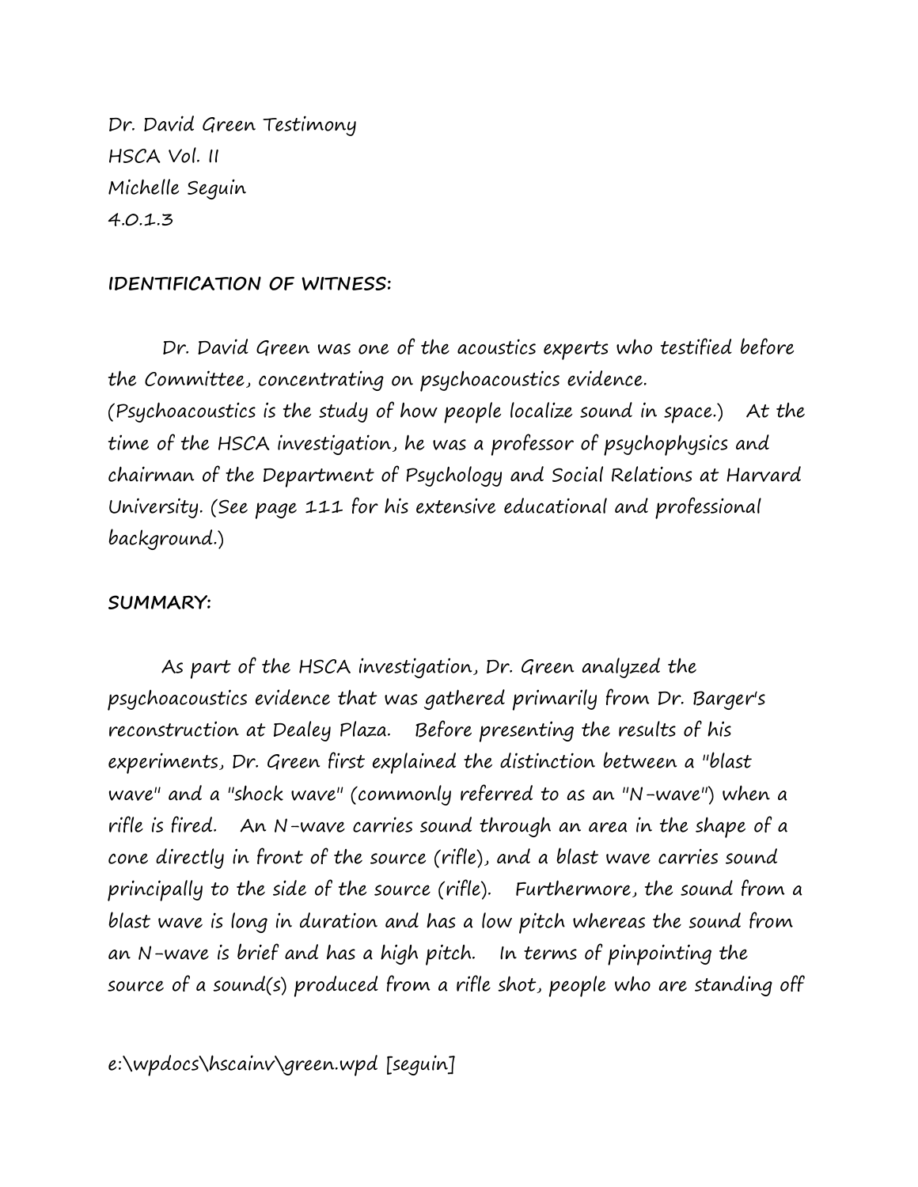Dr. David Green Testimony
HSCA Vol. II
Michelle Seguin
4.0.1.3

**IDENTIFICATION OF WITNESS:**

Dr. David Green was one of the acoustics experts who testified before the Committee, concentrating on psychoacoustics evidence. (Psychoacoustics is the study of how people localize sound in space.) At the time of the HSCA investigation, he was a professor of psychophysics and chairman of the Department of Psychology and Social Relations at Harvard University. (See page 111 for his extensive educational and professional background.)

**SUMMARY:**

As part of the HSCA investigation, Dr. Green analyzed the psychoacoustics evidence that was gathered primarily from Dr. Barger's reconstruction at Dealey Plaza. Before presenting the results of his experiments, Dr. Green first explained the distinction between a "blast wave" and a "shock wave" (commonly referred to as an "N-wave") when a rifle is fired. An N-wave carries sound through an area in the shape of a cone directly in front of the source (rifle), and a blast wave carries sound principally to the side of the source (rifle). Furthermore, the sound from a blast wave is long in duration and has a low pitch whereas the sound from an N-wave is brief and has a high pitch. In terms of pinpointing the source of a sound(s) produced from a rifle shot, people who are standing off

e:\wpdocs\hscainv\green.wpd [seguin]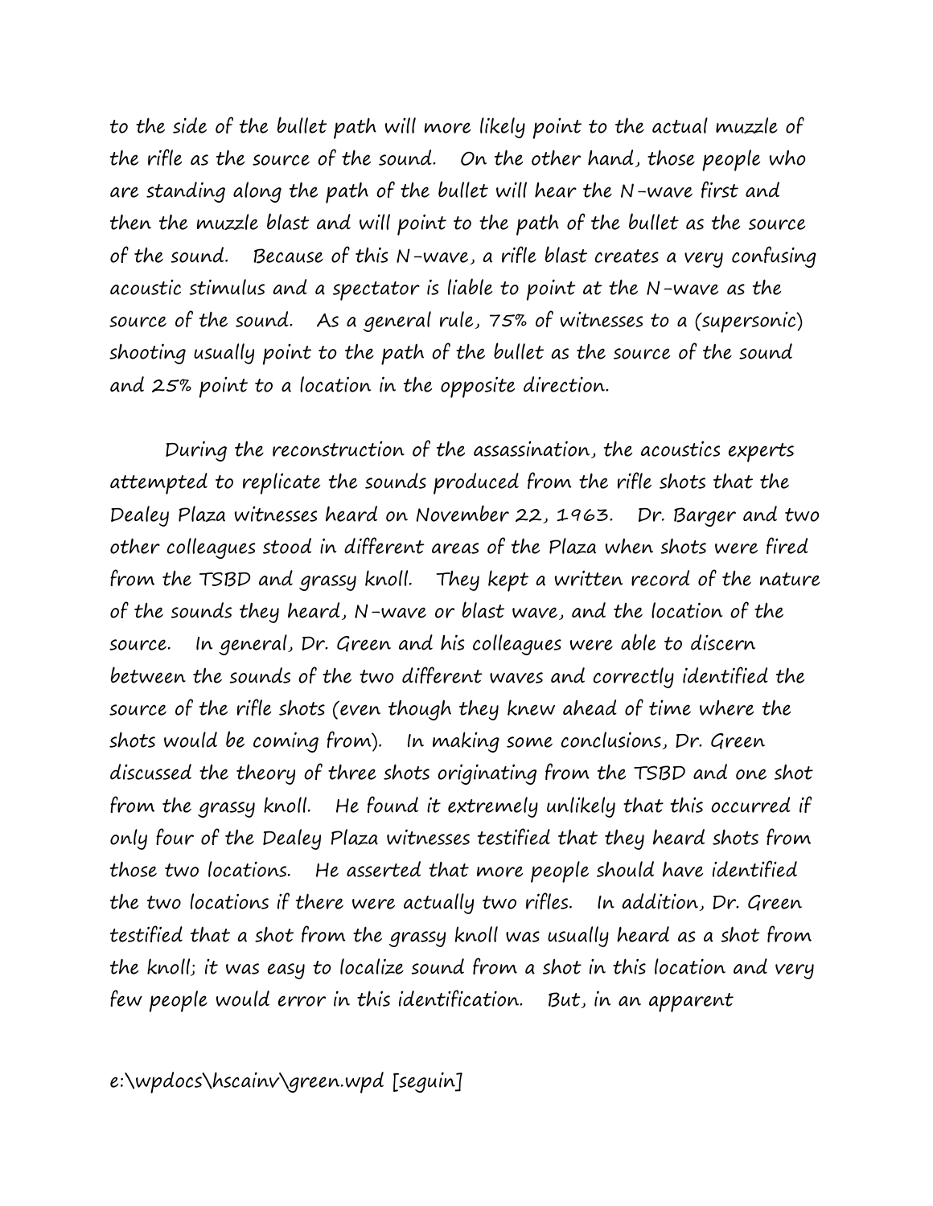to the side of the bullet path will more likely point to the actual muzzle of the rifle as the source of the sound. On the other hand, those people who are standing along the path of the bullet will hear the N-wave first and then the muzzle blast and will point to the path of the bullet as the source of the sound. Because of this N-wave, a rifle blast creates a very confusing acoustic stimulus and a spectator is liable to point at the N-wave as the source of the sound. As a general rule, 75% of witnesses to a (supersonic) shooting usually point to the path of the bullet as the source of the sound and 25% point to a location in the opposite direction.

During the reconstruction of the assassination, the acoustics experts attempted to replicate the sounds produced from the rifle shots that the Dealey Plaza witnesses heard on November 22, 1963. Dr. Barger and two other colleagues stood in different areas of the Plaza when shots were fired from the TSBD and grassy knoll. They kept a written record of the nature of the sounds they heard, N-wave or blast wave, and the location of the source. In general, Dr. Green and his colleagues were able to discern between the sounds of the two different waves and correctly identified the source of the rifle shots (even though they knew ahead of time where the shots would be coming from). In making some conclusions, Dr. Green discussed the theory of three shots originating from the TSBD and one shot from the grassy knoll. He found it extremely unlikely that this occurred if only four of the Dealey Plaza witnesses testified that they heard shots from those two locations. He asserted that more people should have identified the two locations if there were actually two rifles. In addition, Dr. Green testified that a shot from the grassy knoll was usually heard as a shot from the knoll; it was easy to localize sound from a shot in this location and very few people would error in this identification. But, in an apparent

e:\wpdocs\hscainv\green.wpd [seguin]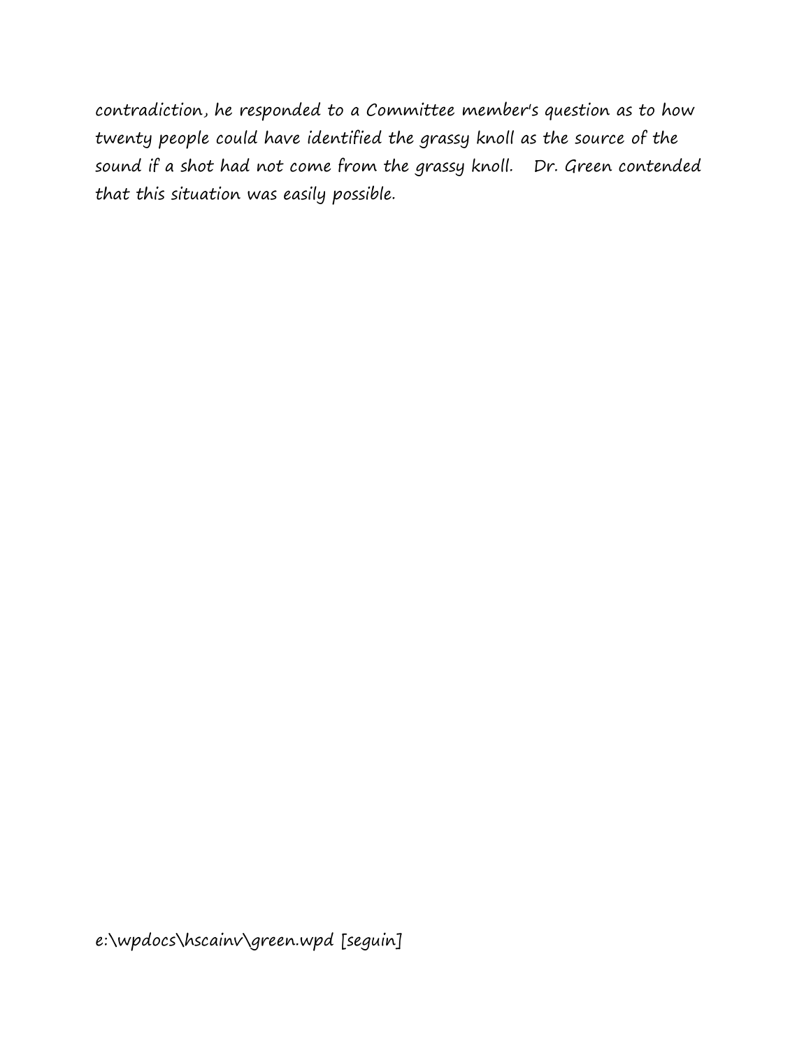contradiction, he responded to a Committee member's question as to how twenty people could have identified the grassy knoll as the source of the sound if a shot had not come from the grassy knoll. Dr. Green contended that this situation was easily possible.

e:\wpdocs\hscainv\green.wpd [seguin]